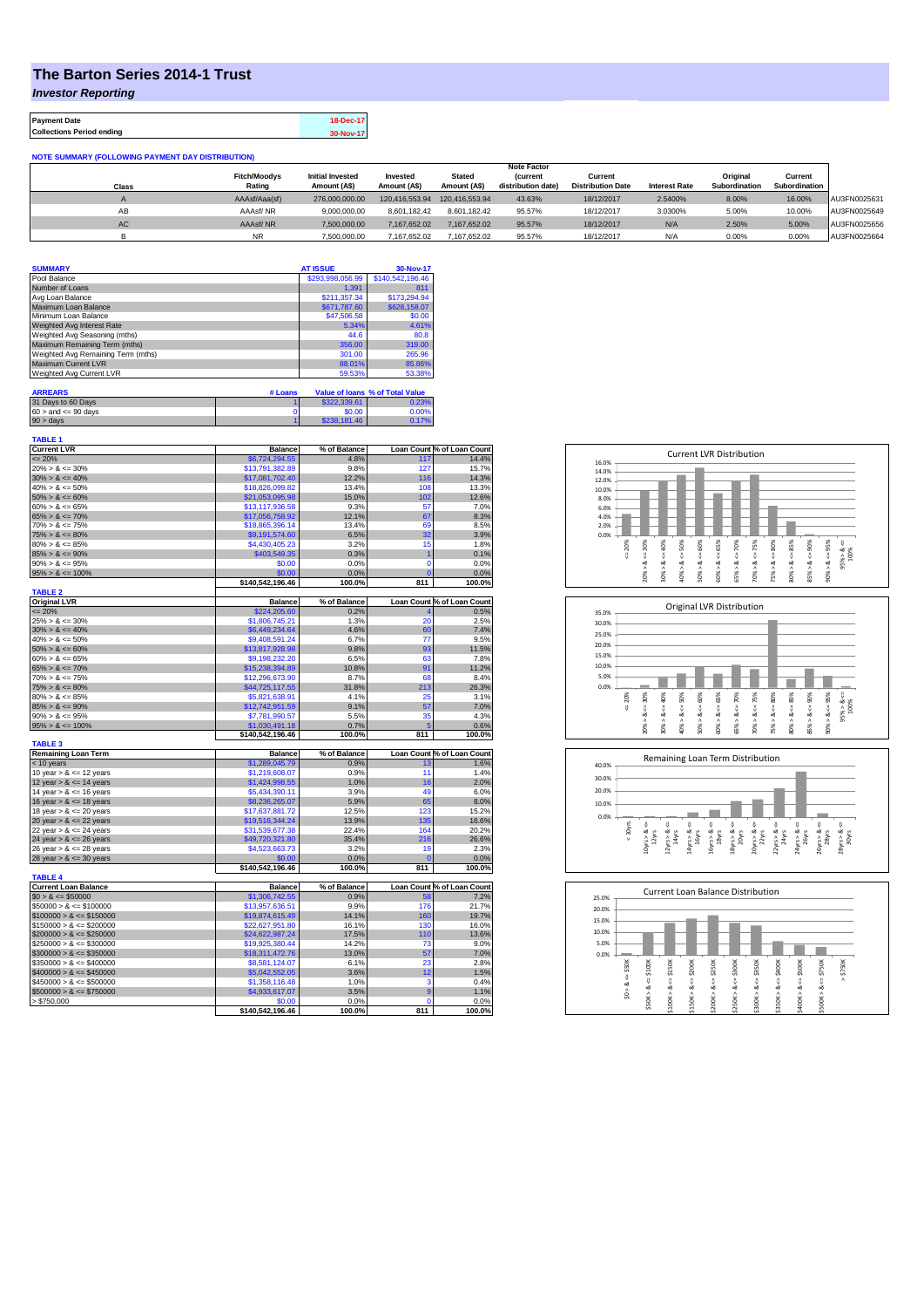# The Barton Series 2014-1 Trust

## *Investor Reporting*

| Payment Date | 18-Dec-17 |
|---|---|
| Collections Period ending | 30-Nov-17 |

**NOTE SUMMARY (FOLLOWING PAYMENT DAY DISTRIBUTION)**

| Class | Fitch/Moodys Rating | Initial Invested Amount (A$) | Invested Amount (A$) | Stated Amount (A$) | Note Factor (current distribution date) | Current Distribution Date | Interest Rate | Original Subordination | Current Subordination | |
|---|---|---|---|---|---|---|---|---|---|---|
| A | AAAsf/Aaa(sf) | 276,000,000.00 | 120,416,553.94 | 120,416,553.94 | 43.63% | 18/12/2017 | 2.5400% | 8.00% | 16.00% | AU3FN0025631 |
| AB | AAAsf/ NR | 9,000,000.00 | 8,601,182.42 | 8,601,182.42 | 95.57% | 18/12/2017 | 3.0300% | 5.00% | 10.00% | AU3FN0025649 |
| AC | AAAsf/ NR | 7,500,000.00 | 7,167,652.02 | 7,167,652.02 | 95.57% | 18/12/2017 | N/A | 2.50% | 5.00% | AU3FN0025656 |
| B | NR | 7,500,000.00 | 7,167,652.02 | 7,167,652.02 | 95.57% | 18/12/2017 | N/A | 0.00% | 0.00% | AU3FN0025664 |

| SUMMARY | AT ISSUE | 30-Nov-17 |
|---|---|---|
| Pool Balance | $293,998,056.99 | $140,542,196.46 |
| Number of Loans | 1,391 | 811 |
| Avg Loan Balance | $211,357.34 | $173,294.94 |
| Maximum Loan Balance | $671,787.60 | $628,158.07 |
| Minimum Loan Balance | $47,506.58 | $0.00 |
| Weighted Avg Interest Rate | 5.34% | 4.61% |
| Weighted Avg Seasoning (mths) | 44.6 | 80.8 |
| Maximum Remaining Term (mths) | 356.00 | 319.00 |
| Weighted Avg Remaining Term (mths) | 301.00 | 265.96 |
| Maximum Current LVR | 88.01% | 85.86% |
| Weighted Avg Current LVR | 59.53% | 53.38% |

| ARREARS | # Loans | Value of loans | % of Total Value |
|---|---|---|---|
| 31 Days to 60 Days | 1 | $322,339.61 | 0.23% |
| 60 > and <= 90 days | 0 | $0.00 | 0.00% |
| 90 > days | 1 | $238,181.46 | 0.17% |

**TABLE 1**

| Current LVR | Balance | % of Balance | Loan Count | % of Loan Count |
|---|---|---|---|---|
| <= 20% | $6,724,294.55 | 4.8% | 117 | 14.4% |
| 20% > & <= 30% | $13,791,382.89 | 9.8% | 127 | 15.7% |
| 30% > & <= 40% | $17,081,702.40 | 12.2% | 116 | 14.3% |
| 40% > & <= 50% | $18,826,099.82 | 13.4% | 108 | 13.3% |
| 50% > & <= 60% | $21,053,095.98 | 15.0% | 102 | 12.6% |
| 60% > & <= 65% | $13,117,936.58 | 9.3% | 57 | 7.0% |
| 65% > & <= 70% | $17,056,758.92 | 12.1% | 67 | 8.3% |
| 70% > & <= 75% | $18,865,396.14 | 13.4% | 69 | 8.5% |
| 75% > & <= 80% | $9,191,574.60 | 6.5% | 32 | 3.9% |
| 80% > & <= 85% | $4,430,405.23 | 3.2% | 15 | 1.8% |
| 85% > & <= 90% | $403,549.35 | 0.3% | 1 | 0.1% |
| 90% > & <= 95% | $0.00 | 0.0% | 0 | 0.0% |
| 95% > & <= 100% | $0.00 | 0.0% | 0 | 0.0% |
| | $140,542,196.46 | 100.0% | 811 | 100.0% |

**TABLE 2**

| Original LVR | Balance | % of Balance | Loan Count | % of Loan Count |
|---|---|---|---|---|
| <= 20% | $224,205.60 | 0.2% | 4 | 0.5% |
| 25% > & <= 30% | $1,806,745.21 | 1.3% | 20 | 2.5% |
| 30% > & <= 40% | $6,449,234.64 | 4.6% | 60 | 7.4% |
| 40% > & <= 50% | $9,408,591.24 | 6.7% | 77 | 9.5% |
| 50% > & <= 60% | $13,817,928.98 | 9.8% | 93 | 11.5% |
| 60% > & <= 65% | $9,198,232.20 | 6.5% | 63 | 7.8% |
| 65% > & <= 70% | $15,238,394.89 | 10.8% | 91 | 11.2% |
| 70% > & <= 75% | $12,296,673.90 | 8.7% | 68 | 8.4% |
| 75% > & <= 80% | $44,725,117.55 | 31.8% | 213 | 26.3% |
| 80% > & <= 85% | $5,821,638.91 | 4.1% | 25 | 3.1% |
| 85% > & <= 90% | $12,742,951.59 | 9.1% | 57 | 7.0% |
| 90% > & <= 95% | $7,781,990.57 | 5.5% | 35 | 4.3% |
| 95% > & <= 100% | $1,030,491.18 | 0.7% | 5 | 0.6% |
| | $140,542,196.46 | 100.0% | 811 | 100.0% |

**TABLE 3**

| Remaining Loan Term | Balance | % of Balance | Loan Count | % of Loan Count |
|---|---|---|---|---|
| < 10 years | $1,289,045.79 | 0.9% | 13 | 1.6% |
| 10 year > & <= 12 years | $1,219,608.07 | 0.9% | 11 | 1.4% |
| 12 year > & <= 14 years | $1,424,998.55 | 1.0% | 16 | 2.0% |
| 14 year > & <= 16 years | $5,434,390.11 | 3.9% | 49 | 6.0% |
| 16 year > & <= 18 years | $8,236,265.07 | 5.9% | 65 | 8.0% |
| 18 year > & <= 20 years | $17,637,881.72 | 12.5% | 123 | 15.2% |
| 20 year > & <= 22 years | $19,516,344.24 | 13.9% | 135 | 16.6% |
| 22 year > & <= 24 years | $31,539,677.38 | 22.4% | 164 | 20.2% |
| 24 year > & <= 26 years | $49,720,321.80 | 35.4% | 216 | 26.6% |
| 26 year > & <= 28 years | $4,523,663.73 | 3.2% | 19 | 2.3% |
| 28 year > & <= 30 years | $0.00 | 0.0% | 0 | 0.0% |
| | $140,542,196.46 | 100.0% | 811 | 100.0% |

**TABLE 4**

| Current Loan Balance | Balance | % of Balance | Loan Count | % of Loan Count |
|---|---|---|---|---|
| $0 > & <= $50000 | $1,306,742.55 | 0.9% | 58 | 7.2% |
| $50000 > & <= $100000 | $13,957,636.51 | 9.9% | 176 | 21.7% |
| $100000 > & <= $150000 | $19,874,615.49 | 14.1% | 160 | 19.7% |
| $150000 > & <= $200000 | $22,627,951.80 | 16.1% | 130 | 16.0% |
| $200000 > & <= $250000 | $24,622,987.24 | 17.5% | 110 | 13.6% |
| $250000 > & <= $300000 | $19,925,380.44 | 14.2% | 73 | 9.0% |
| $300000 > & <= $350000 | $18,311,472.76 | 13.0% | 57 | 7.0% |
| $350000 > & <= $400000 | $8,581,124.07 | 6.1% | 23 | 2.8% |
| $400000 > & <= $450000 | $5,042,552.05 | 3.6% | 12 | 1.5% |
| $450000 > & <= $500000 | $1,358,116.48 | 1.0% | 3 | 0.4% |
| $500000 > & <= $750000 | $4,933,617.07 | 3.5% | 9 | 1.1% |
| > $750,000 | $0.00 | 0.0% | 0 | 0.0% |
| | $140,542,196.46 | 100.0% | 811 | 100.0% |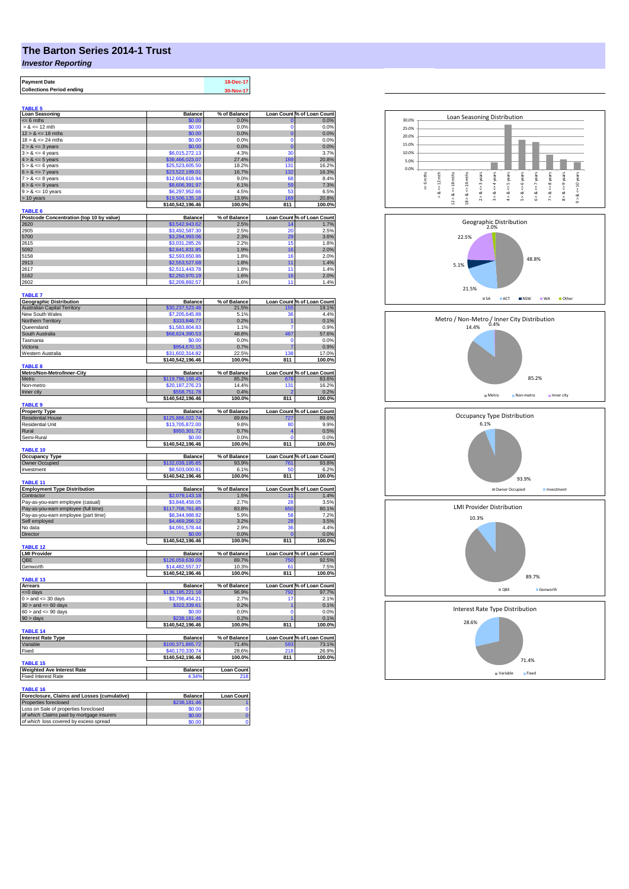# The Barton Series 2014-1 Trust

## *Investor Reporting*

| | |
|---|---|
| **Payment Date** | 18-Dec-17 |
| **Collections Period ending** | 30-Nov-17 |

**TABLE 5**

| Loan Seasoning | Balance | % of Balance | Loan Count | % of Loan Count |
|---|---|---|---|---|
| <= 6 mths | $0.00 | 0.0% | 0 | 0.0% |
| > & <= 12 mth | $0.00 | 0.0% | 0 | 0.0% |
| 12 > & <= 18 mths | $0.00 | 0.0% | 0 | 0.0% |
| 18 > & <= 24 mths | $0.00 | 0.0% | 0 | 0.0% |
| 2 > & <= 3 years | $0.00 | 0.0% | 0 | 0.0% |
| 3 > & <= 4 years | $6,015,272.13 | 4.3% | 30 | 3.7% |
| 4 > & <= 5 years | $38,466,023.07 | 27.4% | 169 | 20.8% |
| 5 > & <= 6 years | $25,523,605.50 | 18.2% | 131 | 16.2% |
| 6 > & <= 7 years | $23,522,199.01 | 16.7% | 132 | 16.3% |
| 7 > & <= 8 years | $12,604,616.94 | 9.0% | 68 | 8.4% |
| 8 > & <= 9 years | $8,606,391.97 | 6.1% | 59 | 7.3% |
| 9 > & <= 10 years | $6,297,952.66 | 4.5% | 53 | 6.5% |
| > 10 years | $19,506,135.18 | 13.9% | 169 | 20.8% |
| | $140,542,196.46 | 100.0% | 811 | 100.0% |

**TABLE 6**

| Postcode Concentration (top 10 by value) | Balance | % of Balance | Loan Count | % of Loan Count |
|---|---|---|---|---|
| 2620 | $3,542,943.62 | 2.5% | 14 | 1.7% |
| 2905 | $3,492,587.30 | 2.5% | 20 | 2.5% |
| 5700 | $3,294,993.06 | 2.3% | 29 | 3.6% |
| 2615 | $3,031,285.26 | 2.2% | 15 | 1.8% |
| 5092 | $2,641,831.85 | 1.9% | 16 | 2.0% |
| 5158 | $2,593,650.86 | 1.8% | 16 | 2.0% |
| 2913 | $2,553,527.68 | 1.8% | 11 | 1.4% |
| 2617 | $2,511,443.78 | 1.8% | 11 | 1.4% |
| 5162 | $2,250,970.19 | 1.6% | 16 | 2.0% |
| 2602 | $2,209,892.57 | 1.6% | 11 | 1.4% |

**TABLE 7**

| Geographic Distribution | Balance | % of Balance | Loan Count | % of Loan Count |
|---|---|---|---|---|
| Australian Capital Territory | $30,237,523.48 | 21.5% | 155 | 19.1% |
| New South Wales | $7,205,645.88 | 5.1% | 36 | 4.4% |
| Northern Territory | $333,846.77 | 0.2% | 1 | 0.1% |
| Queensland | $1,583,804.83 | 1.1% | 7 | 0.9% |
| South Australia | $68,624,390.53 | 48.8% | 467 | 57.6% |
| Tasmania | $0.00 | 0.0% | 0 | 0.0% |
| Victoria | $954,670.15 | 0.7% | 7 | 0.9% |
| Western Australia | $31,602,314.82 | 22.5% | 138 | 17.0% |
| | $140,542,196.46 | 100.0% | 811 | 100.0% |

**TABLE 8**

| Metro/Non-Metro/Inner-City | Balance | % of Balance | Loan Count | % of Loan Count |
|---|---|---|---|---|
| Metro | $119,796,168.45 | 85.2% | 678 | 83.6% |
| Non-metro | $20,187,276.23 | 14.4% | 131 | 16.2% |
| Inner city | $558,751.78 | 0.4% | 2 | 0.2% |
| | $140,542,196.46 | 100.0% | 811 | 100.0% |

**TABLE 9**

| Property Type | Balance | % of Balance | Loan Count | % of Loan Count |
|---|---|---|---|---|
| Residential House | $125,886,022.74 | 89.6% | 727 | 89.6% |
| Residential Unit | $13,705,872.00 | 9.8% | 80 | 9.9% |
| Rural | $950,301.72 | 0.7% | 4 | 0.5% |
| Semi-Rural | $0.00 | 0.0% | 0 | 0.0% |
| | $140,542,196.46 | 100.0% | 811 | 100.0% |

**TABLE 10**

| Occupancy Type | Balance | % of Balance | Loan Count | % of Loan Count |
|---|---|---|---|---|
| Owner Occupied | $132,039,195.65 | 93.9% | 761 | 93.8% |
| Investment | $8,503,000.81 | 6.1% | 50 | 6.2% |
| | $140,542,196.46 | 100.0% | 811 | 100.0% |

**TABLE 11**

| Employment Type Distribution | Balance | % of Balance | Loan Count | % of Loan Count |
|---|---|---|---|---|
| Contractor | $2,079,143.18 | 1.5% | 11 | 1.4% |
| Pay-as-you-earn employee (casual) | $3,848,458.05 | 2.7% | 28 | 3.5% |
| Pay-as-you-earn employee (full time) | $117,708,761.85 | 83.8% | 650 | 80.1% |
| Pay-as-you-earn employee (part time) | $8,344,988.82 | 5.9% | 58 | 7.2% |
| Self employed | $4,469,266.12 | 3.2% | 28 | 3.5% |
| No data | $4,091,578.44 | 2.9% | 36 | 4.4% |
| Director | $0.00 | 0.0% | 0 | 0.0% |
| | $140,542,196.46 | 100.0% | 811 | 100.0% |

**TABLE 12**

| LMI Provider | Balance | % of Balance | Loan Count | % of Loan Count |
|---|---|---|---|---|
| QBE | $126,059,639.09 | 89.7% | 750 | 92.5% |
| Genworth | $14,482,557.37 | 10.3% | 61 | 7.5% |
| | $140,542,196.46 | 100.0% | 811 | 100.0% |

**TABLE 13**

| Arrears | Balance | % of Balance | Loan Count | % of Loan Count |
|---|---|---|---|---|
| <=0 days | $136,185,221.18 | 96.9% | 792 | 97.7% |
| 0 > and <= 30 days | $3,796,454.21 | 2.7% | 17 | 2.1% |
| 30 > and <= 60 days | $322,339.61 | 0.2% | 1 | 0.1% |
| 60 > and <= 90 days | $0.00 | 0.0% | 0 | 0.0% |
| 90 > days | $238,181.46 | 0.2% | 1 | 0.1% |
| | $140,542,196.46 | 100.0% | 811 | 100.0% |

**TABLE 14**

| Interest Rate Type | Balance | % of Balance | Loan Count | % of Loan Count |
|---|---|---|---|---|
| Variable | $100,371,865.72 | 71.4% | 593 | 73.1% |
| Fixed | $40,170,330.74 | 28.6% | 218 | 26.9% |
| | $140,542,196.46 | 100.0% | 811 | 100.0% |

**TABLE 15**

| Weighted Ave Interest Rate | Balance | Loan Count |
|---|---|---|
| Fixed Interest Rate | 4.34% | 218 |

**TABLE 16**

| Foreclosure, Claims and Losses (cumulative) | Balance | Loan Count |
|---|---|---|
| Properties foreclosed | $238,181.46 | 1 |
| Loss on Sale of properties foreclosed | $0.00 | 0 |
| *of which* Claims paid by mortgage insurers | $0.00 | 0 |
| *of which* loss covered by excess spread | $0.00 | 0 |

Loan Seasoning Distribution
30.0%
25.0%
20.0%
15.0%
10.0%
5.0%
0.0%
<= 6 mths
> & <= 12 mth
12 > & <= 18 mths
18 > & <= 24 mths
2 > & <= 3 years
3 > & <= 4 years
4 > & <= 5 years
5 > & <= 6 years
6 > & <= 7 years
7 > & <= 8 years
8 > & <= 9 years
9 > & <= 10 years

Geographic Distribution
2.0%
22.5%
5.1%
21.5%
48.8%
SA ACT NSW WA Other

Metro / Non-Metro / Inner City Distribution
0.4%
14.4%
85.2%
Metro Non-metro Inner city

Occupancy Type Distribution
6.1%
93.9%
Owner Occupied Investment

LMI Provider Distribution
10.3%
89.7%
QBE Genworth

Interest Rate Type Distribution
28.6%
71.4%
Variable Fixed